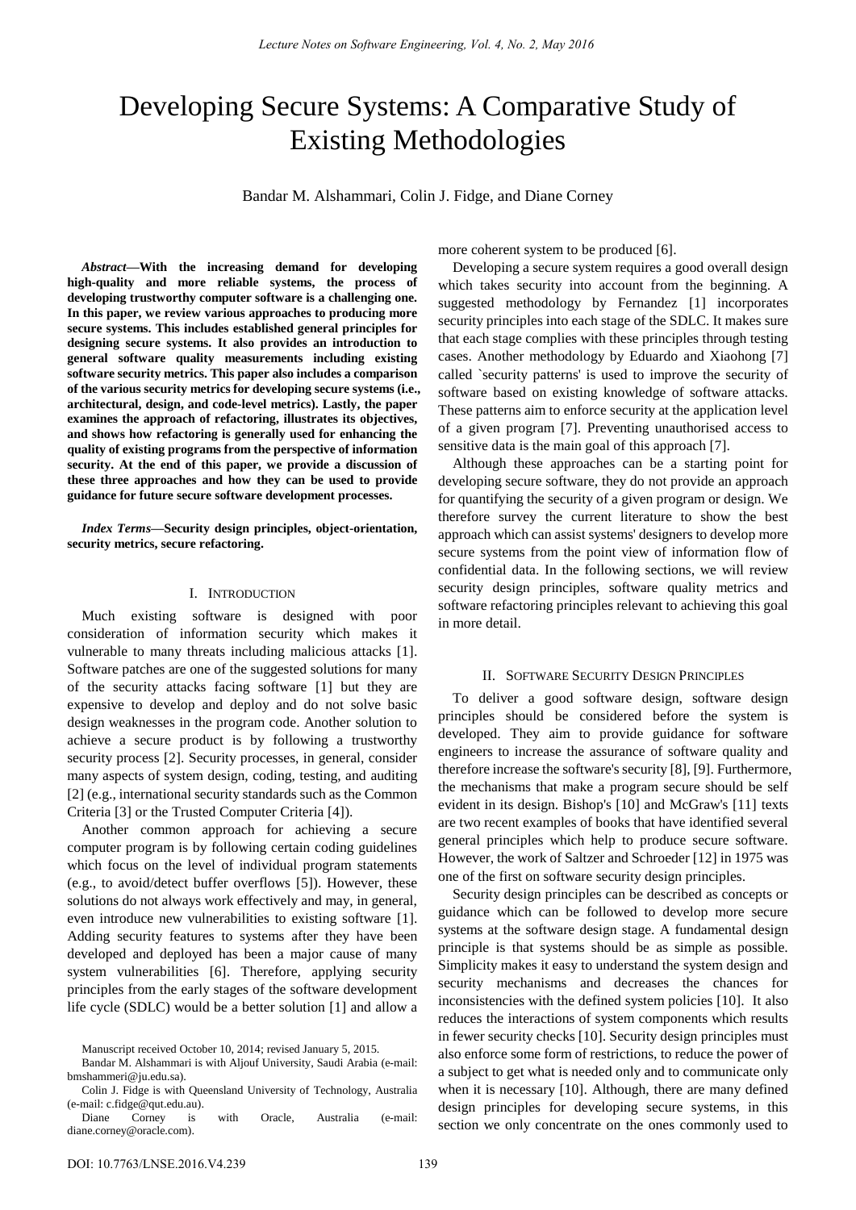# Developing Secure Systems: A Comparative Study of Existing Methodologies

Bandar M. Alshammari, Colin J. Fidge, and Diane Corney

***Abstract*—With the increasing demand for developing high-quality and more reliable systems, the process of developing trustworthy computer software is a challenging one. In this paper, we review various approaches to producing more secure systems. This includes established general principles for designing secure systems. It also provides an introduction to general software quality measurements including existing software security metrics. This paper also includes a comparison of the various security metrics for developing secure systems (i.e., architectural, design, and code-level metrics). Lastly, the paper examines the approach of refactoring, illustrates its objectives, and shows how refactoring is generally used for enhancing the quality of existing programs from the perspective of information security. At the end of this paper, we provide a discussion of these three approaches and how they can be used to provide guidance for future secure software development processes.**

***Index Terms*—Security design principles, object-orientation, security metrics, secure refactoring.**

## I. Introduction

Much existing software is designed with poor consideration of information security which makes it vulnerable to many threats including malicious attacks [1]. Software patches are one of the suggested solutions for many of the security attacks facing software [1] but they are expensive to develop and deploy and do not solve basic design weaknesses in the program code. Another solution to achieve a secure product is by following a trustworthy security process [2]. Security processes, in general, consider many aspects of system design, coding, testing, and auditing [2] (e.g., international security standards such as the Common Criteria [3] or the Trusted Computer Criteria [4]).

Another common approach for achieving a secure computer program is by following certain coding guidelines which focus on the level of individual program statements (e.g., to avoid/detect buffer overflows [5]). However, these solutions do not always work effectively and may, in general, even introduce new vulnerabilities to existing software [1]. Adding security features to systems after they have been developed and deployed has been a major cause of many system vulnerabilities [6]. Therefore, applying security principles from the early stages of the software development life cycle (SDLC) would be a better solution [1] and allow a more coherent system to be produced [6].

Developing a secure system requires a good overall design which takes security into account from the beginning. A suggested methodology by Fernandez [1] incorporates security principles into each stage of the SDLC. It makes sure that each stage complies with these principles through testing cases. Another methodology by Eduardo and Xiaohong [7] called `security patterns' is used to improve the security of software based on existing knowledge of software attacks. These patterns aim to enforce security at the application level of a given program [7]. Preventing unauthorised access to sensitive data is the main goal of this approach [7].

Although these approaches can be a starting point for developing secure software, they do not provide an approach for quantifying the security of a given program or design. We therefore survey the current literature to show the best approach which can assist systems' designers to develop more secure systems from the point view of information flow of confidential data. In the following sections, we will review security design principles, software quality metrics and software refactoring principles relevant to achieving this goal in more detail.

## II. Software Security Design Principles

To deliver a good software design, software design principles should be considered before the system is developed. They aim to provide guidance for software engineers to increase the assurance of software quality and therefore increase the software's security [8], [9]. Furthermore, the mechanisms that make a program secure should be self evident in its design. Bishop's [10] and McGraw's [11] texts are two recent examples of books that have identified several general principles which help to produce secure software. However, the work of Saltzer and Schroeder [12] in 1975 was one of the first on software security design principles.

Security design principles can be described as concepts or guidance which can be followed to develop more secure systems at the software design stage. A fundamental design principle is that systems should be as simple as possible. Simplicity makes it easy to understand the system design and security mechanisms and decreases the chances for inconsistencies with the defined system policies [10]. It also reduces the interactions of system components which results in fewer security checks [10]. Security design principles must also enforce some form of restrictions, to reduce the power of a subject to get what is needed only and to communicate only when it is necessary [10]. Although, there are many defined design principles for developing secure systems, in this section we only concentrate on the ones commonly used to

Manuscript received October 10, 2014; revised January 5, 2015.

Bandar M. Alshammari is with Aljouf University, Saudi Arabia (e-mail: bmshammeri@ju.edu.sa).

Colin J. Fidge is with Queensland University of Technology, Australia (e-mail: c.fidge@qut.edu.au).

Diane Corney is with Oracle, Australia (e-mail: diane.corney@oracle.com).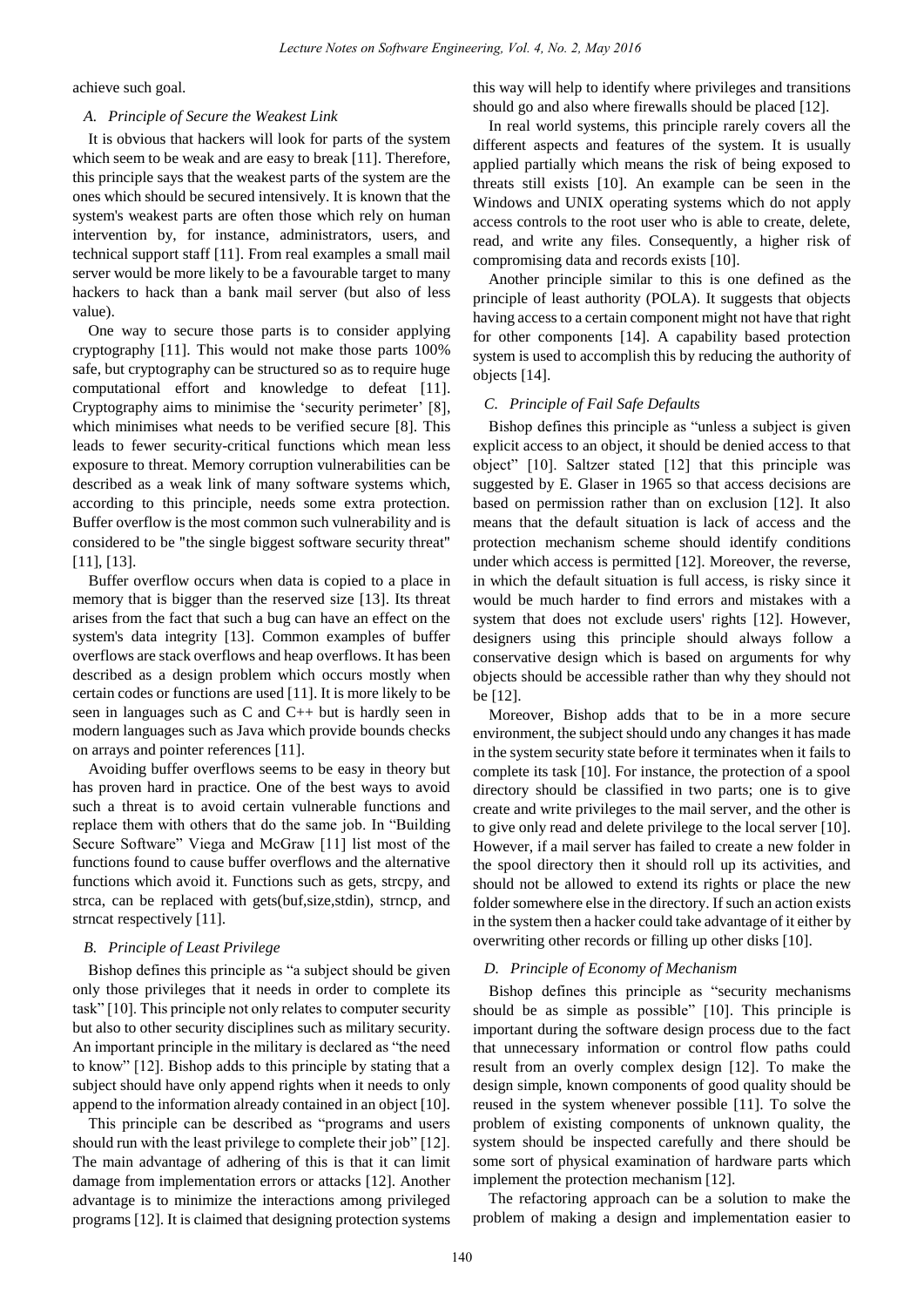achieve such goal.

### A. Principle of Secure the Weakest Link

It is obvious that hackers will look for parts of the system which seem to be weak and are easy to break [11]. Therefore, this principle says that the weakest parts of the system are the ones which should be secured intensively. It is known that the system's weakest parts are often those which rely on human intervention by, for instance, administrators, users, and technical support staff [11]. From real examples a small mail server would be more likely to be a favourable target to many hackers to hack than a bank mail server (but also of less value).

One way to secure those parts is to consider applying cryptography [11]. This would not make those parts 100% safe, but cryptography can be structured so as to require huge computational effort and knowledge to defeat [11]. Cryptography aims to minimise the 'security perimeter' [8], which minimises what needs to be verified secure [8]. This leads to fewer security-critical functions which mean less exposure to threat. Memory corruption vulnerabilities can be described as a weak link of many software systems which, according to this principle, needs some extra protection. Buffer overflow is the most common such vulnerability and is considered to be "the single biggest software security threat" [11], [13].

Buffer overflow occurs when data is copied to a place in memory that is bigger than the reserved size [13]. Its threat arises from the fact that such a bug can have an effect on the system's data integrity [13]. Common examples of buffer overflows are stack overflows and heap overflows. It has been described as a design problem which occurs mostly when certain codes or functions are used [11]. It is more likely to be seen in languages such as C and C++ but is hardly seen in modern languages such as Java which provide bounds checks on arrays and pointer references [11].

Avoiding buffer overflows seems to be easy in theory but has proven hard in practice. One of the best ways to avoid such a threat is to avoid certain vulnerable functions and replace them with others that do the same job. In "Building Secure Software" Viega and McGraw [11] list most of the functions found to cause buffer overflows and the alternative functions which avoid it. Functions such as gets, strcpy, and strca, can be replaced with gets(buf,size,stdin), strncp, and strncat respectively [11].

### B. Principle of Least Privilege

Bishop defines this principle as "a subject should be given only those privileges that it needs in order to complete its task" [10]. This principle not only relates to computer security but also to other security disciplines such as military security. An important principle in the military is declared as "the need to know" [12]. Bishop adds to this principle by stating that a subject should have only append rights when it needs to only append to the information already contained in an object [10].

This principle can be described as "programs and users should run with the least privilege to complete their job" [12]. The main advantage of adhering of this is that it can limit damage from implementation errors or attacks [12]. Another advantage is to minimize the interactions among privileged programs [12]. It is claimed that designing protection systems this way will help to identify where privileges and transitions should go and also where firewalls should be placed [12].

In real world systems, this principle rarely covers all the different aspects and features of the system. It is usually applied partially which means the risk of being exposed to threats still exists [10]. An example can be seen in the Windows and UNIX operating systems which do not apply access controls to the root user who is able to create, delete, read, and write any files. Consequently, a higher risk of compromising data and records exists [10].

Another principle similar to this is one defined as the principle of least authority (POLA). It suggests that objects having access to a certain component might not have that right for other components [14]. A capability based protection system is used to accomplish this by reducing the authority of objects [14].

### C. Principle of Fail Safe Defaults

Bishop defines this principle as "unless a subject is given explicit access to an object, it should be denied access to that object" [10]. Saltzer stated [12] that this principle was suggested by E. Glaser in 1965 so that access decisions are based on permission rather than on exclusion [12]. It also means that the default situation is lack of access and the protection mechanism scheme should identify conditions under which access is permitted [12]. Moreover, the reverse, in which the default situation is full access, is risky since it would be much harder to find errors and mistakes with a system that does not exclude users' rights [12]. However, designers using this principle should always follow a conservative design which is based on arguments for why objects should be accessible rather than why they should not be [12].

Moreover, Bishop adds that to be in a more secure environment, the subject should undo any changes it has made in the system security state before it terminates when it fails to complete its task [10]. For instance, the protection of a spool directory should be classified in two parts; one is to give create and write privileges to the mail server, and the other is to give only read and delete privilege to the local server [10]. However, if a mail server has failed to create a new folder in the spool directory then it should roll up its activities, and should not be allowed to extend its rights or place the new folder somewhere else in the directory. If such an action exists in the system then a hacker could take advantage of it either by overwriting other records or filling up other disks [10].

### D. Principle of Economy of Mechanism

Bishop defines this principle as "security mechanisms should be as simple as possible" [10]. This principle is important during the software design process due to the fact that unnecessary information or control flow paths could result from an overly complex design [12]. To make the design simple, known components of good quality should be reused in the system whenever possible [11]. To solve the problem of existing components of unknown quality, the system should be inspected carefully and there should be some sort of physical examination of hardware parts which implement the protection mechanism [12].

The refactoring approach can be a solution to make the problem of making a design and implementation easier to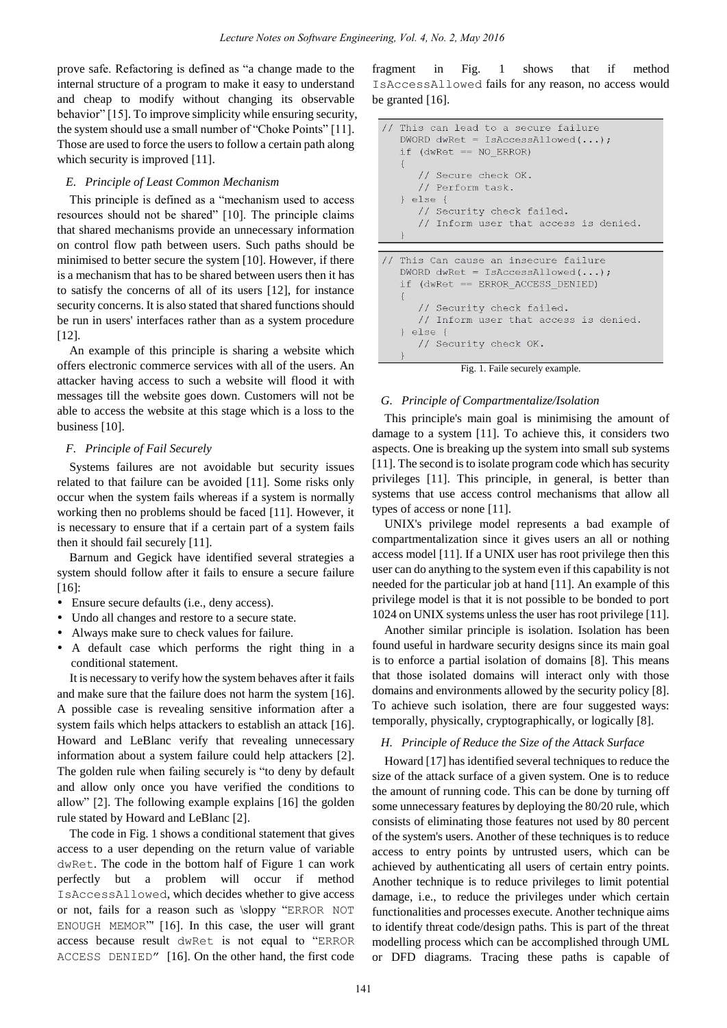prove safe. Refactoring is defined as "a change made to the internal structure of a program to make it easy to understand and cheap to modify without changing its observable behavior" [15]. To improve simplicity while ensuring security, the system should use a small number of "Choke Points" [11]. Those are used to force the users to follow a certain path along which security is improved [11].

### *E. Principle of Least Common Mechanism*

This principle is defined as a "mechanism used to access resources should not be shared" [10]. The principle claims that shared mechanisms provide an unnecessary information on control flow path between users. Such paths should be minimised to better secure the system [10]. However, if there is a mechanism that has to be shared between users then it has to satisfy the concerns of all of its users [12], for instance security concerns. It is also stated that shared functions should be run in users' interfaces rather than as a system procedure [12].

An example of this principle is sharing a website which offers electronic commerce services with all of the users. An attacker having access to such a website will flood it with messages till the website goes down. Customers will not be able to access the website at this stage which is a loss to the business [10].

### *F. Principle of Fail Securely*

Systems failures are not avoidable but security issues related to that failure can be avoided [11]. Some risks only occur when the system fails whereas if a system is normally working then no problems should be faced [11]. However, it is necessary to ensure that if a certain part of a system fails then it should fail securely [11].

Barnum and Gegick have identified several strategies a system should follow after it fails to ensure a secure failure [16]:

- Ensure secure defaults (i.e., deny access).
- Undo all changes and restore to a secure state.
- Always make sure to check values for failure.
- A default case which performs the right thing in a conditional statement.

It is necessary to verify how the system behaves after it fails and make sure that the failure does not harm the system [16]. A possible case is revealing sensitive information after a system fails which helps attackers to establish an attack [16]. Howard and LeBlanc verify that revealing unnecessary information about a system failure could help attackers [2]. The golden rule when failing securely is "to deny by default and allow only once you have verified the conditions to allow" [2]. The following example explains [16] the golden rule stated by Howard and LeBlanc [2].

The code in Fig. 1 shows a conditional statement that gives access to a user depending on the return value of variable `dwRet`. The code in the bottom half of Figure 1 can work perfectly but a problem will occur if method `IsAccessAllowed`, which decides whether to give access or not, fails for a reason such as \sloppy "`ERROR NOT ENOUGH MEMOR`" [16]. In this case, the user will grant access because result `dwRet` is not equal to "`ERROR ACCESS DENIED`" [16]. On the other hand, the first code fragment in Fig. 1 shows that if method `IsAccessAllowed` fails for any reason, no access would be granted [16].

```
// This can lead to a secure failure
   DWORD dwRet = IsAccessAllowed(...);
   if (dwRet == NO_ERROR)
   {
      // Secure check OK.
      // Perform task.
   } else {
      // Security check failed.
      // Inform user that access is denied.
   }
```

```
// This Can cause an insecure failure
   DWORD dwRet = IsAccessAllowed(...);
   if (dwRet == ERROR_ACCESS_DENIED)
   {
      // Security check failed.
      // Inform user that access is denied.
   } else {
      // Security check OK.
   }
```

Fig. 1. Faile securely example.

### *G. Principle of Compartmentalize/Isolation*

This principle's main goal is minimising the amount of damage to a system [11]. To achieve this, it considers two aspects. One is breaking up the system into small sub systems [11]. The second is to isolate program code which has security privileges [11]. This principle, in general, is better than systems that use access control mechanisms that allow all types of access or none [11].

UNIX's privilege model represents a bad example of compartmentalization since it gives users an all or nothing access model [11]. If a UNIX user has root privilege then this user can do anything to the system even if this capability is not needed for the particular job at hand [11]. An example of this privilege model is that it is not possible to be bonded to port 1024 on UNIX systems unless the user has root privilege [11].

Another similar principle is isolation. Isolation has been found useful in hardware security designs since its main goal is to enforce a partial isolation of domains [8]. This means that those isolated domains will interact only with those domains and environments allowed by the security policy [8]. To achieve such isolation, there are four suggested ways: temporally, physically, cryptographically, or logically [8].

### *H. Principle of Reduce the Size of the Attack Surface*

Howard [17] has identified several techniques to reduce the size of the attack surface of a given system. One is to reduce the amount of running code. This can be done by turning off some unnecessary features by deploying the 80/20 rule, which consists of eliminating those features not used by 80 percent of the system's users. Another of these techniques is to reduce access to entry points by untrusted users, which can be achieved by authenticating all users of certain entry points. Another technique is to reduce privileges to limit potential damage, i.e., to reduce the privileges under which certain functionalities and processes execute. Another technique aims to identify threat code/design paths. This is part of the threat modelling process which can be accomplished through UML or DFD diagrams. Tracing these paths is capable of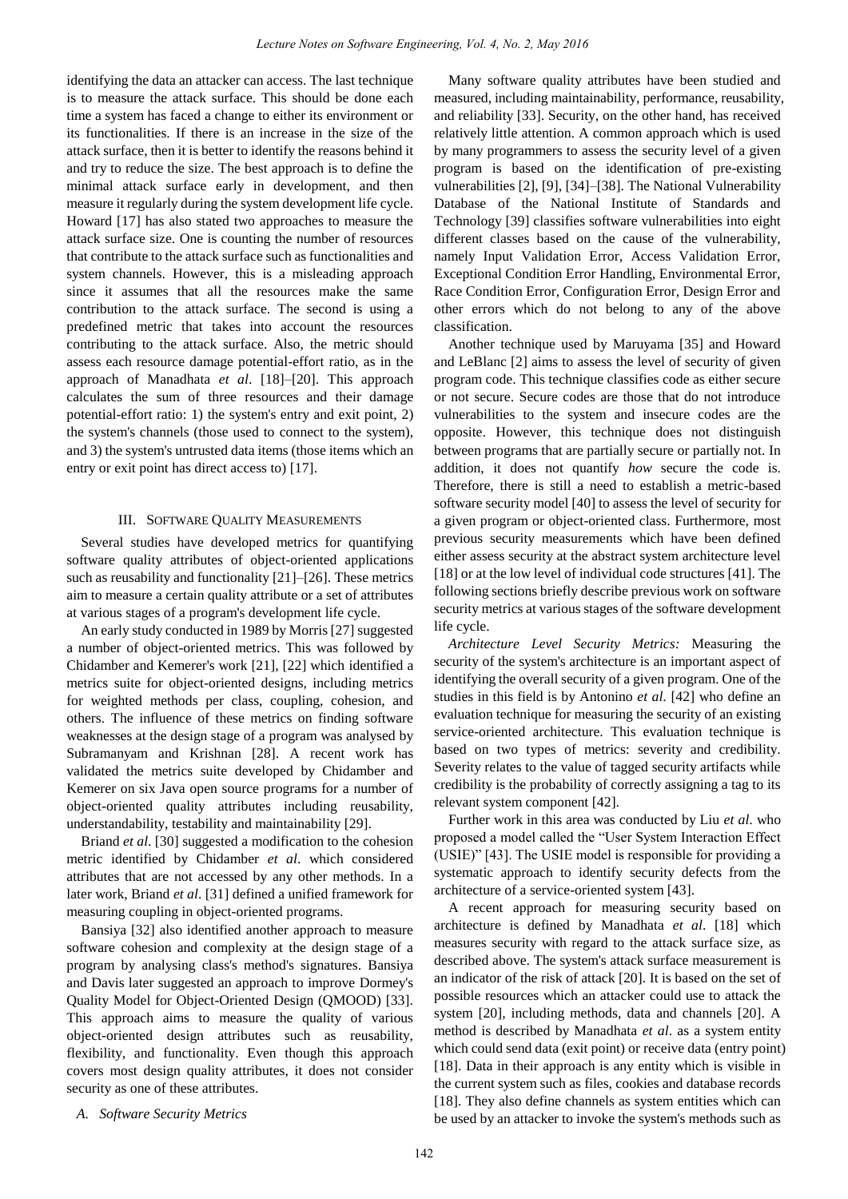identifying the data an attacker can access. The last technique is to measure the attack surface. This should be done each time a system has faced a change to either its environment or its functionalities. If there is an increase in the size of the attack surface, then it is better to identify the reasons behind it and try to reduce the size. The best approach is to define the minimal attack surface early in development, and then measure it regularly during the system development life cycle. Howard [17] has also stated two approaches to measure the attack surface size. One is counting the number of resources that contribute to the attack surface such as functionalities and system channels. However, this is a misleading approach since it assumes that all the resources make the same contribution to the attack surface. The second is using a predefined metric that takes into account the resources contributing to the attack surface. Also, the metric should assess each resource damage potential-effort ratio, as in the approach of Manadhata *et al*. [18]–[20]. This approach calculates the sum of three resources and their damage potential-effort ratio: 1) the system's entry and exit point, 2) the system's channels (those used to connect to the system), and 3) the system's untrusted data items (those items which an entry or exit point has direct access to) [17].

## III. Software Quality Measurements

Several studies have developed metrics for quantifying software quality attributes of object-oriented applications such as reusability and functionality [21]–[26]. These metrics aim to measure a certain quality attribute or a set of attributes at various stages of a program's development life cycle.

An early study conducted in 1989 by Morris [27] suggested a number of object-oriented metrics. This was followed by Chidamber and Kemerer's work [21], [22] which identified a metrics suite for object-oriented designs, including metrics for weighted methods per class, coupling, cohesion, and others. The influence of these metrics on finding software weaknesses at the design stage of a program was analysed by Subramanyam and Krishnan [28]. A recent work has validated the metrics suite developed by Chidamber and Kemerer on six Java open source programs for a number of object-oriented quality attributes including reusability, understandability, testability and maintainability [29].

Briand *et al.* [30] suggested a modification to the cohesion metric identified by Chidamber *et al*. which considered attributes that are not accessed by any other methods. In a later work, Briand *et al*. [31] defined a unified framework for measuring coupling in object-oriented programs.

Bansiya [32] also identified another approach to measure software cohesion and complexity at the design stage of a program by analysing class's method's signatures. Bansiya and Davis later suggested an approach to improve Dormey's Quality Model for Object-Oriented Design (QMOOD) [33]. This approach aims to measure the quality of various object-oriented design attributes such as reusability, flexibility, and functionality. Even though this approach covers most design quality attributes, it does not consider security as one of these attributes.

### *A. Software Security Metrics*

Many software quality attributes have been studied and measured, including maintainability, performance, reusability, and reliability [33]. Security, on the other hand, has received relatively little attention. A common approach which is used by many programmers to assess the security level of a given program is based on the identification of pre-existing vulnerabilities [2], [9], [34]–[38]. The National Vulnerability Database of the National Institute of Standards and Technology [39] classifies software vulnerabilities into eight different classes based on the cause of the vulnerability, namely Input Validation Error, Access Validation Error, Exceptional Condition Error Handling, Environmental Error, Race Condition Error, Configuration Error, Design Error and other errors which do not belong to any of the above classification.

Another technique used by Maruyama [35] and Howard and LeBlanc [2] aims to assess the level of security of given program code. This technique classifies code as either secure or not secure. Secure codes are those that do not introduce vulnerabilities to the system and insecure codes are the opposite. However, this technique does not distinguish between programs that are partially secure or partially not. In addition, it does not quantify *how* secure the code is. Therefore, there is still a need to establish a metric-based software security model [40] to assess the level of security for a given program or object-oriented class. Furthermore, most previous security measurements which have been defined either assess security at the abstract system architecture level [18] or at the low level of individual code structures [41]. The following sections briefly describe previous work on software security metrics at various stages of the software development life cycle.

*Architecture Level Security Metrics:* Measuring the security of the system's architecture is an important aspect of identifying the overall security of a given program. One of the studies in this field is by Antonino *et al.* [42] who define an evaluation technique for measuring the security of an existing service-oriented architecture. This evaluation technique is based on two types of metrics: severity and credibility. Severity relates to the value of tagged security artifacts while credibility is the probability of correctly assigning a tag to its relevant system component [42].

Further work in this area was conducted by Liu *et al.* who proposed a model called the "User System Interaction Effect (USIE)" [43]. The USIE model is responsible for providing a systematic approach to identify security defects from the architecture of a service-oriented system [43].

A recent approach for measuring security based on architecture is defined by Manadhata *et al*. [18] which measures security with regard to the attack surface size, as described above. The system's attack surface measurement is an indicator of the risk of attack [20]. It is based on the set of possible resources which an attacker could use to attack the system [20], including methods, data and channels [20]. A method is described by Manadhata *et al*. as a system entity which could send data (exit point) or receive data (entry point) [18]. Data in their approach is any entity which is visible in the current system such as files, cookies and database records [18]. They also define channels as system entities which can be used by an attacker to invoke the system's methods such as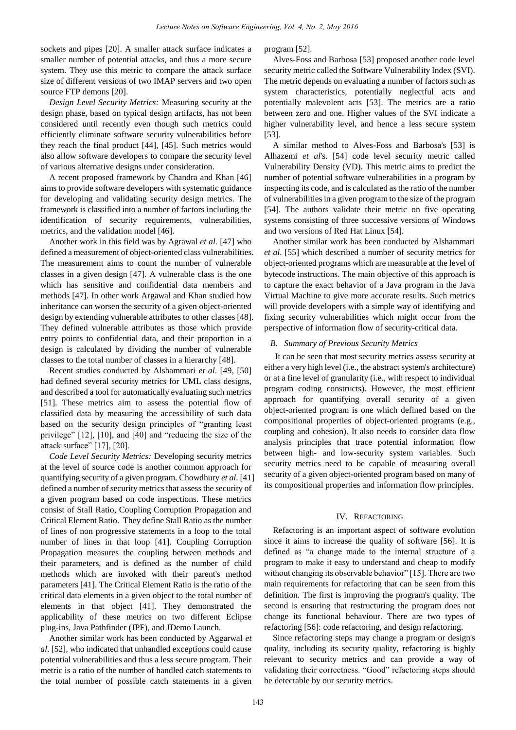sockets and pipes [20]. A smaller attack surface indicates a smaller number of potential attacks, and thus a more secure system. They use this metric to compare the attack surface size of different versions of two IMAP servers and two open source FTP demons [20].

*Design Level Security Metrics:* Measuring security at the design phase, based on typical design artifacts, has not been considered until recently even though such metrics could efficiently eliminate software security vulnerabilities before they reach the final product [44], [45]. Such metrics would also allow software developers to compare the security level of various alternative designs under consideration.

A recent proposed framework by Chandra and Khan [46] aims to provide software developers with systematic guidance for developing and validating security design metrics. The framework is classified into a number of factors including the identification of security requirements, vulnerabilities, metrics, and the validation model [46].

Another work in this field was by Agrawal *et al*. [47] who defined a measurement of object-oriented class vulnerabilities. The measurement aims to count the number of vulnerable classes in a given design [47]. A vulnerable class is the one which has sensitive and confidential data members and methods [47]. In other work Argawal and Khan studied how inheritance can worsen the security of a given object-oriented design by extending vulnerable attributes to other classes [48]. They defined vulnerable attributes as those which provide entry points to confidential data, and their proportion in a design is calculated by dividing the number of vulnerable classes to the total number of classes in a hierarchy [48].

Recent studies conducted by Alshammari *et al*. [49, [50] had defined several security metrics for UML class designs, and described a tool for automatically evaluating such metrics [51]. These metrics aim to assess the potential flow of classified data by measuring the accessibility of such data based on the security design principles of "granting least privilege" [12], [10], and [40] and "reducing the size of the attack surface" [17], [20].

*Code Level Security Metrics:* Developing security metrics at the level of source code is another common approach for quantifying security of a given program. Chowdhury *et al*. [41] defined a number of security metrics that assess the security of a given program based on code inspections. These metrics consist of Stall Ratio, Coupling Corruption Propagation and Critical Element Ratio. They define Stall Ratio as the number of lines of non progressive statements in a loop to the total number of lines in that loop [41]. Coupling Corruption Propagation measures the coupling between methods and their parameters, and is defined as the number of child methods which are invoked with their parent's method parameters [41]. The Critical Element Ratio is the ratio of the critical data elements in a given object to the total number of elements in that object [41]. They demonstrated the applicability of these metrics on two different Eclipse plug-ins, Java Pathfinder (JPF), and JDemo Launch.

Another similar work has been conducted by Aggarwal *et al*. [52], who indicated that unhandled exceptions could cause potential vulnerabilities and thus a less secure program. Their metric is a ratio of the number of handled catch statements to the total number of possible catch statements in a given program [52].

Alves-Foss and Barbosa [53] proposed another code level security metric called the Software Vulnerability Index (SVI). The metric depends on evaluating a number of factors such as system characteristics, potentially neglectful acts and potentially malevolent acts [53]. The metrics are a ratio between zero and one. Higher values of the SVI indicate a higher vulnerability level, and hence a less secure system [53].

A similar method to Alves-Foss and Barbosa's [53] is Alhazemi *et al*'s. [54] code level security metric called Vulnerability Density (VD). This metric aims to predict the number of potential software vulnerabilities in a program by inspecting its code, and is calculated as the ratio of the number of vulnerabilities in a given program to the size of the program [54]. The authors validate their metric on five operating systems consisting of three successive versions of Windows and two versions of Red Hat Linux [54].

Another similar work has been conducted by Alshammari *et al*. [55] which described a number of security metrics for object-oriented programs which are measurable at the level of bytecode instructions. The main objective of this approach is to capture the exact behavior of a Java program in the Java Virtual Machine to give more accurate results. Such metrics will provide developers with a simple way of identifying and fixing security vulnerabilities which might occur from the perspective of information flow of security-critical data.

### *B. Summary of Previous Security Metrics*

It can be seen that most security metrics assess security at either a very high level (i.e., the abstract system's architecture) or at a fine level of granularity (i.e., with respect to individual program coding constructs). However, the most efficient approach for quantifying overall security of a given object-oriented program is one which defined based on the compositional properties of object-oriented programs (e.g., coupling and cohesion). It also needs to consider data flow analysis principles that trace potential information flow between high- and low-security system variables. Such security metrics need to be capable of measuring overall security of a given object-oriented program based on many of its compositional properties and information flow principles.

## IV. Refactoring

Refactoring is an important aspect of software evolution since it aims to increase the quality of software [56]. It is defined as "a change made to the internal structure of a program to make it easy to understand and cheap to modify without changing its observable behavior" [15]. There are two main requirements for refactoring that can be seen from this definition. The first is improving the program's quality. The second is ensuring that restructuring the program does not change its functional behaviour. There are two types of refactoring [56]: code refactoring, and design refactoring.

Since refactoring steps may change a program or design's quality, including its security quality, refactoring is highly relevant to security metrics and can provide a way of validating their correctness. "Good" refactoring steps should be detectable by our security metrics.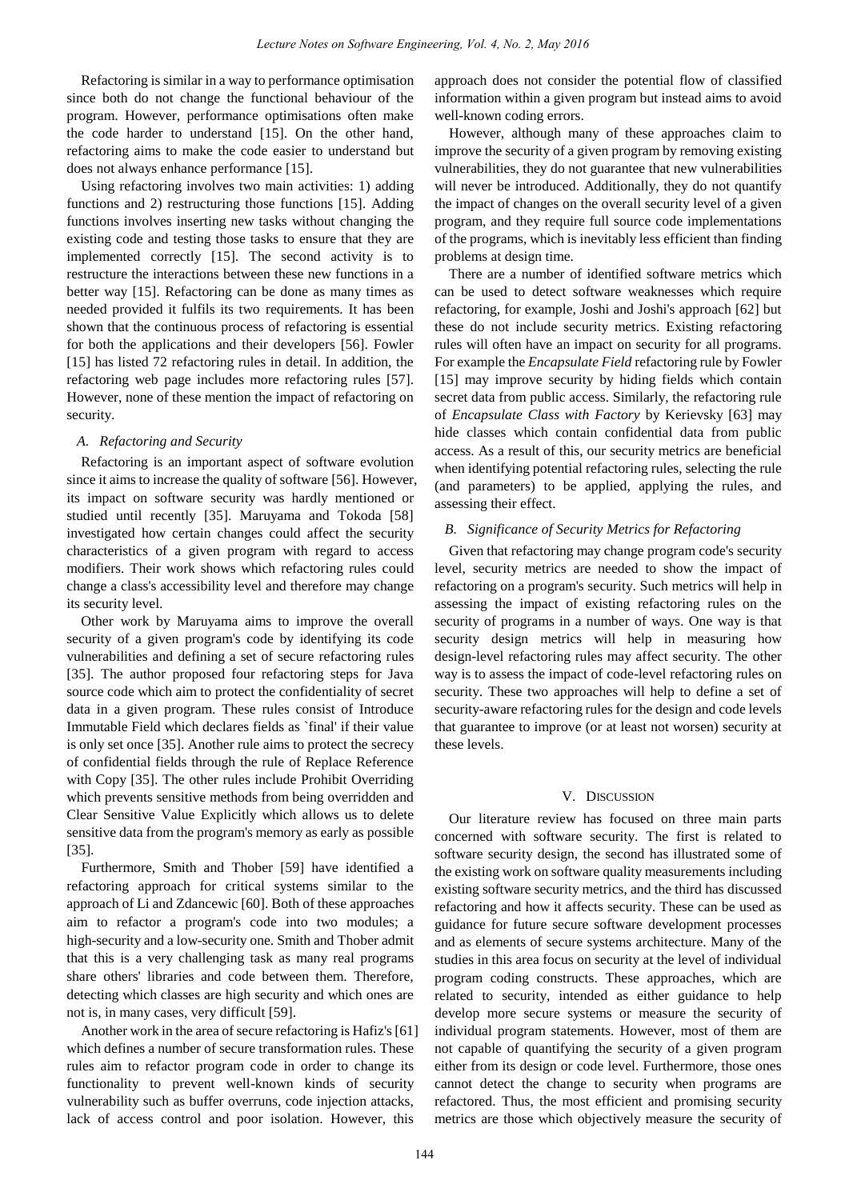Refactoring is similar in a way to performance optimisation since both do not change the functional behaviour of the program. However, performance optimisations often make the code harder to understand [15]. On the other hand, refactoring aims to make the code easier to understand but does not always enhance performance [15].

Using refactoring involves two main activities: 1) adding functions and 2) restructuring those functions [15]. Adding functions involves inserting new tasks without changing the existing code and testing those tasks to ensure that they are implemented correctly [15]. The second activity is to restructure the interactions between these new functions in a better way [15]. Refactoring can be done as many times as needed provided it fulfils its two requirements. It has been shown that the continuous process of refactoring is essential for both the applications and their developers [56]. Fowler [15] has listed 72 refactoring rules in detail. In addition, the refactoring web page includes more refactoring rules [57]. However, none of these mention the impact of refactoring on security.

### *A. Refactoring and Security*

Refactoring is an important aspect of software evolution since it aims to increase the quality of software [56]. However, its impact on software security was hardly mentioned or studied until recently [35]. Maruyama and Tokoda [58] investigated how certain changes could affect the security characteristics of a given program with regard to access modifiers. Their work shows which refactoring rules could change a class's accessibility level and therefore may change its security level.

Other work by Maruyama aims to improve the overall security of a given program's code by identifying its code vulnerabilities and defining a set of secure refactoring rules [35]. The author proposed four refactoring steps for Java source code which aim to protect the confidentiality of secret data in a given program. These rules consist of Introduce Immutable Field which declares fields as `final' if their value is only set once [35]. Another rule aims to protect the secrecy of confidential fields through the rule of Replace Reference with Copy [35]. The other rules include Prohibit Overriding which prevents sensitive methods from being overridden and Clear Sensitive Value Explicitly which allows us to delete sensitive data from the program's memory as early as possible [35].

Furthermore, Smith and Thober [59] have identified a refactoring approach for critical systems similar to the approach of Li and Zdancewic [60]. Both of these approaches aim to refactor a program's code into two modules; a high-security and a low-security one. Smith and Thober admit that this is a very challenging task as many real programs share others' libraries and code between them. Therefore, detecting which classes are high security and which ones are not is, in many cases, very difficult [59].

Another work in the area of secure refactoring is Hafiz's [61] which defines a number of secure transformation rules. These rules aim to refactor program code in order to change its functionality to prevent well-known kinds of security vulnerability such as buffer overruns, code injection attacks, lack of access control and poor isolation. However, this approach does not consider the potential flow of classified information within a given program but instead aims to avoid well-known coding errors.

However, although many of these approaches claim to improve the security of a given program by removing existing vulnerabilities, they do not guarantee that new vulnerabilities will never be introduced. Additionally, they do not quantify the impact of changes on the overall security level of a given program, and they require full source code implementations of the programs, which is inevitably less efficient than finding problems at design time.

There are a number of identified software metrics which can be used to detect software weaknesses which require refactoring, for example, Joshi and Joshi's approach [62] but these do not include security metrics. Existing refactoring rules will often have an impact on security for all programs. For example the *Encapsulate Field* refactoring rule by Fowler [15] may improve security by hiding fields which contain secret data from public access. Similarly, the refactoring rule of *Encapsulate Class with Factory* by Kerievsky [63] may hide classes which contain confidential data from public access. As a result of this, our security metrics are beneficial when identifying potential refactoring rules, selecting the rule (and parameters) to be applied, applying the rules, and assessing their effect.

### *B. Significance of Security Metrics for Refactoring*

Given that refactoring may change program code's security level, security metrics are needed to show the impact of refactoring on a program's security. Such metrics will help in assessing the impact of existing refactoring rules on the security of programs in a number of ways. One way is that security design metrics will help in measuring how design-level refactoring rules may affect security. The other way is to assess the impact of code-level refactoring rules on security. These two approaches will help to define a set of security-aware refactoring rules for the design and code levels that guarantee to improve (or at least not worsen) security at these levels.

## V. Discussion

Our literature review has focused on three main parts concerned with software security. The first is related to software security design, the second has illustrated some of the existing work on software quality measurements including existing software security metrics, and the third has discussed refactoring and how it affects security. These can be used as guidance for future secure software development processes and as elements of secure systems architecture. Many of the studies in this area focus on security at the level of individual program coding constructs. These approaches, which are related to security, intended as either guidance to help develop more secure systems or measure the security of individual program statements. However, most of them are not capable of quantifying the security of a given program either from its design or code level. Furthermore, those ones cannot detect the change to security when programs are refactored. Thus, the most efficient and promising security metrics are those which objectively measure the security of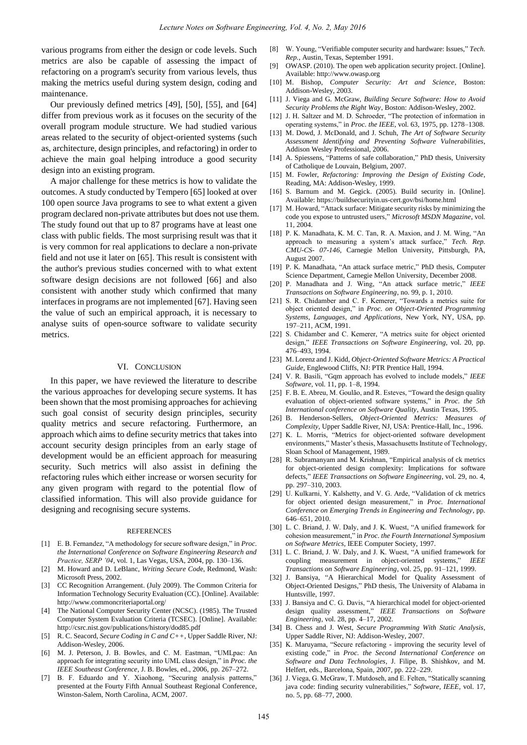various programs from either the design or code levels. Such metrics are also be capable of assessing the impact of refactoring on a program's security from various levels, thus making the metrics useful during system design, coding and maintenance.

Our previously defined metrics [49], [50], [55], and [64] differ from previous work as it focuses on the security of the overall program module structure. We had studied various areas related to the security of object-oriented systems (such as, architecture, design principles, and refactoring) in order to achieve the main goal helping introduce a good security design into an existing program.

A major challenge for these metrics is how to validate the outcomes. A study conducted by Tempero [65] looked at over 100 open source Java programs to see to what extent a given program declared non-private attributes but does not use them. The study found out that up to 87 programs have at least one class with public fields. The most surprising result was that it is very common for real applications to declare a non-private field and not use it later on [65]. This result is consistent with the author's previous studies concerned with to what extent software design decisions are not followed [66] and also consistent with another study which confirmed that many interfaces in programs are not implemented [67]. Having seen the value of such an empirical approach, it is necessary to analyse suits of open-source software to validate security metrics.

## VI. Conclusion

In this paper, we have reviewed the literature to describe the various approaches for developing secure systems. It has been shown that the most promising approaches for achieving such goal consist of security design principles, security quality metrics and secure refactoring. Furthermore, an approach which aims to define security metrics that takes into account security design principles from an early stage of development would be an efficient approach for measuring security. Such metrics will also assist in defining the refactoring rules which either increase or worsen security for any given program with regard to the potential flow of classified information. This will also provide guidance for designing and recognising secure systems.

## References

[1] E. B. Fernandez, "A methodology for secure software design," in *Proc. the International Conference on Software Engineering Research and Practice, SERP '04*, vol. 1, Las Vegas, USA, 2004, pp. 130–136.

[2] M. Howard and D. LeBlanc, *Writing Secure Code*, Redmond, Wash: Microsoft Press, 2002.

[3] CC Recognition Arrangement. (July 2009). The Common Criteria for Information Technology Security Evaluation (CC). [Online]. Available: http://www.commoncriteriaportal.org/

[4] The National Computer Security Center (NCSC). (1985). The Trusted Computer System Evaluation Criteria (TCSEC). [Online]. Available: http://csrc.nist.gov/publications/history/dod85.pdf

[5] R. C. Seacord, *Secure Coding in C and C++*, Upper Saddle River, NJ: Addison-Wesley, 2006.

[6] M. J. Peterson, J. B. Bowles, and C. M. Eastman, "UMLpac: An approach for integrating security into UML class design," in *Proc. the IEEE Southeast Conference*, J. B. Bowles, ed., 2006, pp. 267–272.

[7] B. F. Eduardo and Y. Xiaohong, "Securing analysis patterns," presented at the Fourty Fifth Annual Southeast Regional Conference, Winston-Salem, North Carolina, ACM, 2007.

[8] W. Young, "Verifiable computer security and hardware: Issues," *Tech. Rep.*, Austin, Texas, September 1991.

[9] OWASP. (2010). The open web application security project. [Online]. Available: http://www.owasp.org

[10] M. Bishop, *Computer Security: Art and Science*, Boston: Addison-Wesley, 2003.

[11] J. Viega and G. McGraw, *Building Secure Software: How to Avoid Security Problems the Right Way*, Boston: Addison-Wesley, 2002.

[12] J. H. Saltzer and M. D. Schroeder, "The protection of information in operating systems," in *Proc. the IEEE*, vol. 63, 1975, pp. 1278–1308.

[13] M. Dowd, J. McDonald, and J. Schuh, *The Art of Software Security Assessment Identifying and Preventing Software Vulnerabilities*, Addison Wesley Professional, 2006.

[14] A. Spiessens, "Patterns of safe collaboration," PhD thesis, University of Catholique de Louvain, Belgium, 2007.

[15] M. Fowler, *Refactoring: Improving the Design of Existing Code*, Reading, MA: Addison-Wesley, 1999.

[16] S. Barnum and M. Gegick. (2005). Build security in. [Online]. Available: https://buildsecurityin.us-cert.gov/bsi/home.html

[17] M. Howard, "Attack surface: Mitigate security risks by minimizing the code you expose to untrusted users," *Microsoft MSDN Magazine*, vol. 11, 2004.

[18] P. K. Manadhata, K. M. C. Tan, R. A. Maxion, and J. M. Wing, "An approach to measuring a system's attack surface," *Tech. Rep. CMU-CS- 07-146*, Carnegie Mellon University, Pittsburgh, PA, August 2007.

[19] P. K. Manadhata, "An attack surface metric," PhD thesis, Computer Science Department, Carnegie Mellon University, December 2008.

[20] P. Manadhata and J. Wing, "An attack surface metric," *IEEE Transactions on Software Engineering*, no. 99, p. 1, 2010.

[21] S. R. Chidamber and C. F. Kemerer, "Towards a metrics suite for object oriented design," in *Proc. on Object-Oriented Programming Systems, Languages, and Applications*, New York, NY, USA, pp. 197–211, ACM, 1991.

[22] S. Chidamber and C. Kemerer, "A metrics suite for object oriented design," *IEEE Transactions on Software Engineering*, vol. 20, pp. 476–493, 1994.

[23] M. Lorenz and J. Kidd, *Object-Oriented Software Metrics: A Practical Guide*, Englewood Cliffs, NJ: PTR Prentice Hall, 1994.

[24] V. R. Basili, "Gqm approach has evolved to include models," *IEEE Software*, vol. 11, pp. 1–8, 1994.

[25] F. B. E. Abreu, M. Goulão, and R. Esteves, "Toward the design quality evaluation of object-oriented software systems," in *Proc. the 5th International conference on Software Quality*, Austin Texas, 1995.

[26] B. Henderson-Sellers, *Object-Oriented Metrics: Measures of Complexity*, Upper Saddle River, NJ, USA: Prentice-Hall, Inc., 1996.

[27] K. L. Morris, "Metrics for object-oriented software development environments," Master's thesis, Massachusetts Institute of Technology, Sloan School of Management, 1989.

[28] R. Subramanyam and M. Krishnan, "Empirical analysis of ck metrics for object-oriented design complexity: Implications for software defects," *IEEE Transactions on Software Engineering*, vol. 29, no. 4, pp. 297–310, 2003.

[29] U. Kulkarni, Y. Kalshetty, and V. G. Arde, "Validation of ck metrics for object oriented design measurement," in *Proc. International Conference on Emerging Trends in Engineering and Technology*, pp. 646–651, 2010.

[30] L. C. Briand, J. W. Daly, and J. K. Wuest, "A unified framework for cohesion measurement," in *Proc. the Fourth International Symposium on Software Metrics*, IEEE Computer Society, 1997.

[31] L. C. Briand, J. W. Daly, and J. K. Wuest, "A unified framework for coupling measurement in object-oriented systems," *IEEE Transactions on Software Engineering*, vol. 25, pp. 91–121, 1999.

[32] J. Bansiya, "A Hierarchical Model for Quality Assessment of Object-Oriented Designs," PhD thesis, The University of Alabama in Huntsville, 1997.

[33] J. Bansiya and C. G. Davis, "A hierarchical model for object-oriented design quality assessment," *IEEE Transactions on Software Engineering*, vol. 28, pp. 4–17, 2002.

[34] B. Chess and J. West, *Secure Programming With Static Analysis*, Upper Saddle River, NJ: Addison-Wesley, 2007.

[35] K. Maruyama, "Secure refactoring - improving the security level of existing code," in *Proc. the Second International Conference on Software and Data Technologies*, J. Filipe, B. Shishkov, and M. Helfert, eds., Barcelona, Spain, 2007, pp. 222–229.

[36] J. Viega, G. McGraw, T. Mutdoseh, and E. Felten, "Statically scanning java code: finding security vulnerabilities," *Software, IEEE*, vol. 17, no. 5, pp. 68–77, 2000.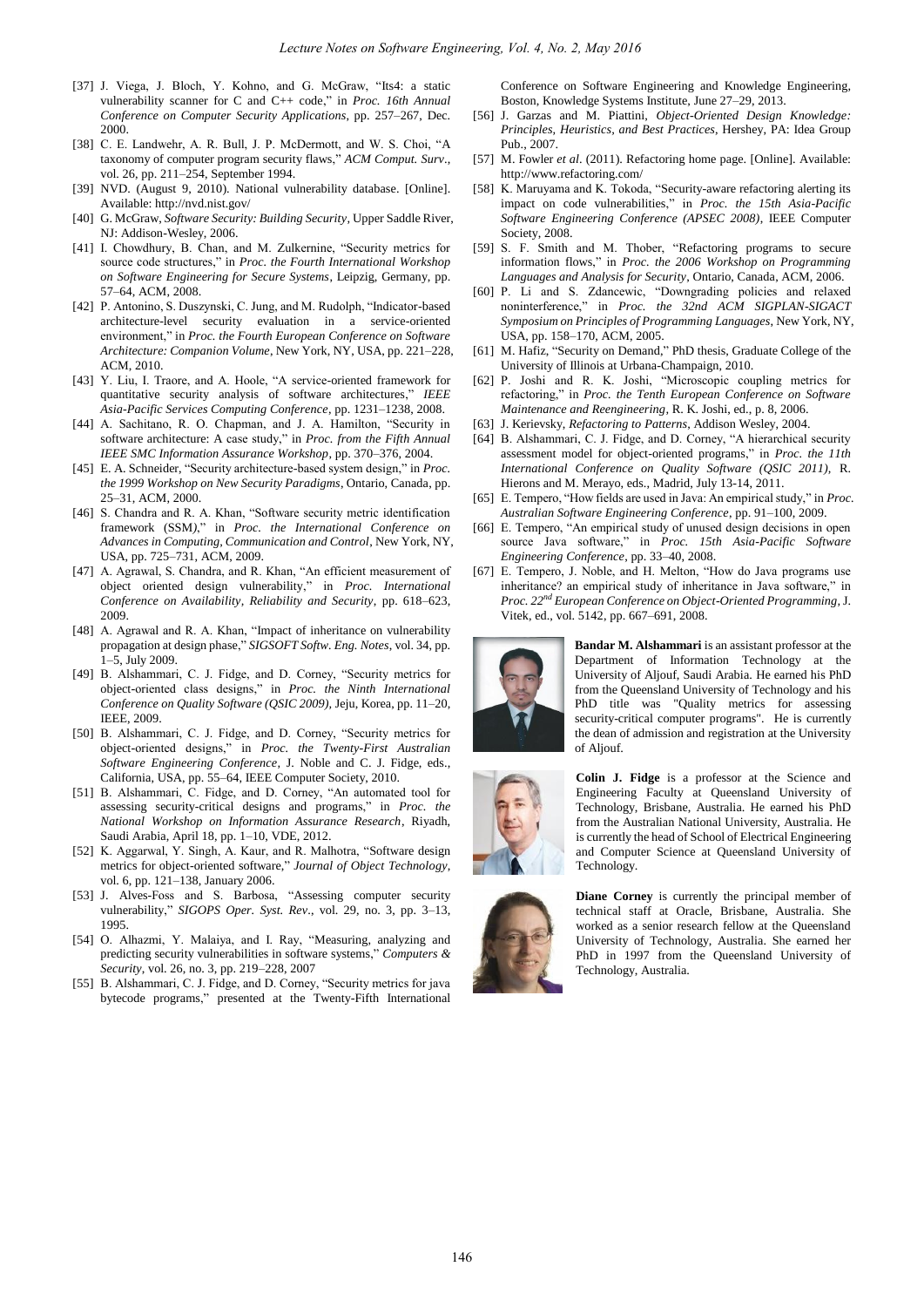[37] J. Viega, J. Bloch, Y. Kohno, and G. McGraw, "Its4: a static vulnerability scanner for C and C++ code," in *Proc. 16th Annual Conference on Computer Security Applications*, pp. 257–267, Dec. 2000.

[38] C. E. Landwehr, A. R. Bull, J. P. McDermott, and W. S. Choi, "A taxonomy of computer program security flaws," *ACM Comput. Surv.*, vol. 26, pp. 211–254, September 1994.

[39] NVD. (August 9, 2010). National vulnerability database. [Online]. Available: http://nvd.nist.gov/

[40] G. McGraw, *Software Security: Building Security*, Upper Saddle River, NJ: Addison-Wesley, 2006.

[41] I. Chowdhury, B. Chan, and M. Zulkernine, "Security metrics for source code structures," in *Proc. the Fourth International Workshop on Software Engineering for Secure Systems*, Leipzig, Germany, pp. 57–64, ACM, 2008.

[42] P. Antonino, S. Duszynski, C. Jung, and M. Rudolph, "Indicator-based architecture-level security evaluation in a service-oriented environment," in *Proc. the Fourth European Conference on Software Architecture: Companion Volume*, New York, NY, USA, pp. 221–228, ACM, 2010.

[43] Y. Liu, I. Traore, and A. Hoole, "A service-oriented framework for quantitative security analysis of software architectures," *IEEE Asia-Pacific Services Computing Conference*, pp. 1231–1238, 2008.

[44] A. Sachitano, R. O. Chapman, and J. A. Hamilton, "Security in software architecture: A case study," in *Proc. from the Fifth Annual IEEE SMC Information Assurance Workshop*, pp. 370–376, 2004.

[45] E. A. Schneider, "Security architecture-based system design," in *Proc. the 1999 Workshop on New Security Paradigms*, Ontario, Canada, pp. 25–31, ACM, 2000.

[46] S. Chandra and R. A. Khan, "Software security metric identification framework (SSM)," in *Proc. the International Conference on Advances in Computing, Communication and Control*, New York, NY, USA, pp. 725–731, ACM, 2009.

[47] A. Agrawal, S. Chandra, and R. Khan, "An efficient measurement of object oriented design vulnerability," in *Proc. International Conference on Availability, Reliability and Security*, pp. 618–623, 2009.

[48] A. Agrawal and R. A. Khan, "Impact of inheritance on vulnerability propagation at design phase," *SIGSOFT Softw. Eng. Notes*, vol. 34, pp. 1–5, July 2009.

[49] B. Alshammari, C. J. Fidge, and D. Corney, "Security metrics for object-oriented class designs," in *Proc. the Ninth International Conference on Quality Software (QSIC 2009)*, Jeju, Korea, pp. 11–20, IEEE, 2009.

[50] B. Alshammari, C. J. Fidge, and D. Corney, "Security metrics for object-oriented designs," in *Proc. the Twenty-First Australian Software Engineering Conference*, J. Noble and C. J. Fidge, eds., California, USA, pp. 55–64, IEEE Computer Society, 2010.

[51] B. Alshammari, C. Fidge, and D. Corney, "An automated tool for assessing security-critical designs and programs," in *Proc. the National Workshop on Information Assurance Research*, Riyadh, Saudi Arabia, April 18, pp. 1–10, VDE, 2012.

[52] K. Aggarwal, Y. Singh, A. Kaur, and R. Malhotra, "Software design metrics for object-oriented software," *Journal of Object Technology*, vol. 6, pp. 121–138, January 2006.

[53] J. Alves-Foss and S. Barbosa, "Assessing computer security vulnerability," *SIGOPS Oper. Syst. Rev.*, vol. 29, no. 3, pp. 3–13, 1995.

[54] O. Alhazmi, Y. Malaiya, and I. Ray, "Measuring, analyzing and predicting security vulnerabilities in software systems," *Computers & Security*, vol. 26, no. 3, pp. 219–228, 2007

[55] B. Alshammari, C. J. Fidge, and D. Corney, "Security metrics for java bytecode programs," presented at the Twenty-Fifth International Conference on Software Engineering and Knowledge Engineering, Boston, Knowledge Systems Institute, June 27–29, 2013.

[56] J. Garzas and M. Piattini, *Object-Oriented Design Knowledge: Principles, Heuristics, and Best Practices*, Hershey, PA: Idea Group Pub., 2007.

[57] M. Fowler *et al*. (2011). Refactoring home page. [Online]. Available: http://www.refactoring.com/

[58] K. Maruyama and K. Tokoda, "Security-aware refactoring alerting its impact on code vulnerabilities," in *Proc. the 15th Asia-Pacific Software Engineering Conference (APSEC 2008)*, IEEE Computer Society, 2008.

[59] S. F. Smith and M. Thober, "Refactoring programs to secure information flows," in *Proc. the 2006 Workshop on Programming Languages and Analysis for Security*, Ontario, Canada, ACM, 2006.

[60] P. Li and S. Zdancewic, "Downgrading policies and relaxed noninterference," in *Proc. the 32nd ACM SIGPLAN-SIGACT Symposium on Principles of Programming Languages*, New York, NY, USA, pp. 158–170, ACM, 2005.

[61] M. Hafiz, "Security on Demand," PhD thesis, Graduate College of the University of Illinois at Urbana-Champaign, 2010.

[62] P. Joshi and R. K. Joshi, "Microscopic coupling metrics for refactoring," in *Proc. the Tenth European Conference on Software Maintenance and Reengineering*, R. K. Joshi, ed., p. 8, 2006.

[63] J. Kerievsky, *Refactoring to Patterns*, Addison Wesley, 2004.

[64] B. Alshammari, C. J. Fidge, and D. Corney, "A hierarchical security assessment model for object-oriented programs," in *Proc. the 11th International Conference on Quality Software (QSIC 2011)*, R. Hierons and M. Merayo, eds., Madrid, July 13-14, 2011.

[65] E. Tempero, "How fields are used in Java: An empirical study," in *Proc. Australian Software Engineering Conference*, pp. 91–100, 2009.

[66] E. Tempero, "An empirical study of unused design decisions in open source Java software," in *Proc. 15th Asia-Pacific Software Engineering Conference*, pp. 33–40, 2008.

[67] E. Tempero, J. Noble, and H. Melton, "How do Java programs use inheritance? an empirical study of inheritance in Java software," in *Proc. 22nd European Conference on Object-Oriented Programming*, J. Vitek, ed., vol. 5142, pp. 667–691, 2008.

**Bandar M. Alshammari** is an assistant professor at the Department of Information Technology at the University of Aljouf, Saudi Arabia. He earned his PhD from the Queensland University of Technology and his PhD title was "Quality metrics for assessing security-critical computer programs". He is currently the dean of admission and registration at the University of Aljouf.

**Colin J. Fidge** is a professor at the Science and Engineering Faculty at Queensland University of Technology, Brisbane, Australia. He earned his PhD from the Australian National University, Australia. He is currently the head of School of Electrical Engineering and Computer Science at Queensland University of Technology.

**Diane Corney** is currently the principal member of technical staff at Oracle, Brisbane, Australia. She worked as a senior research fellow at the Queensland University of Technology, Australia. She earned her PhD in 1997 from the Queensland University of Technology, Australia.